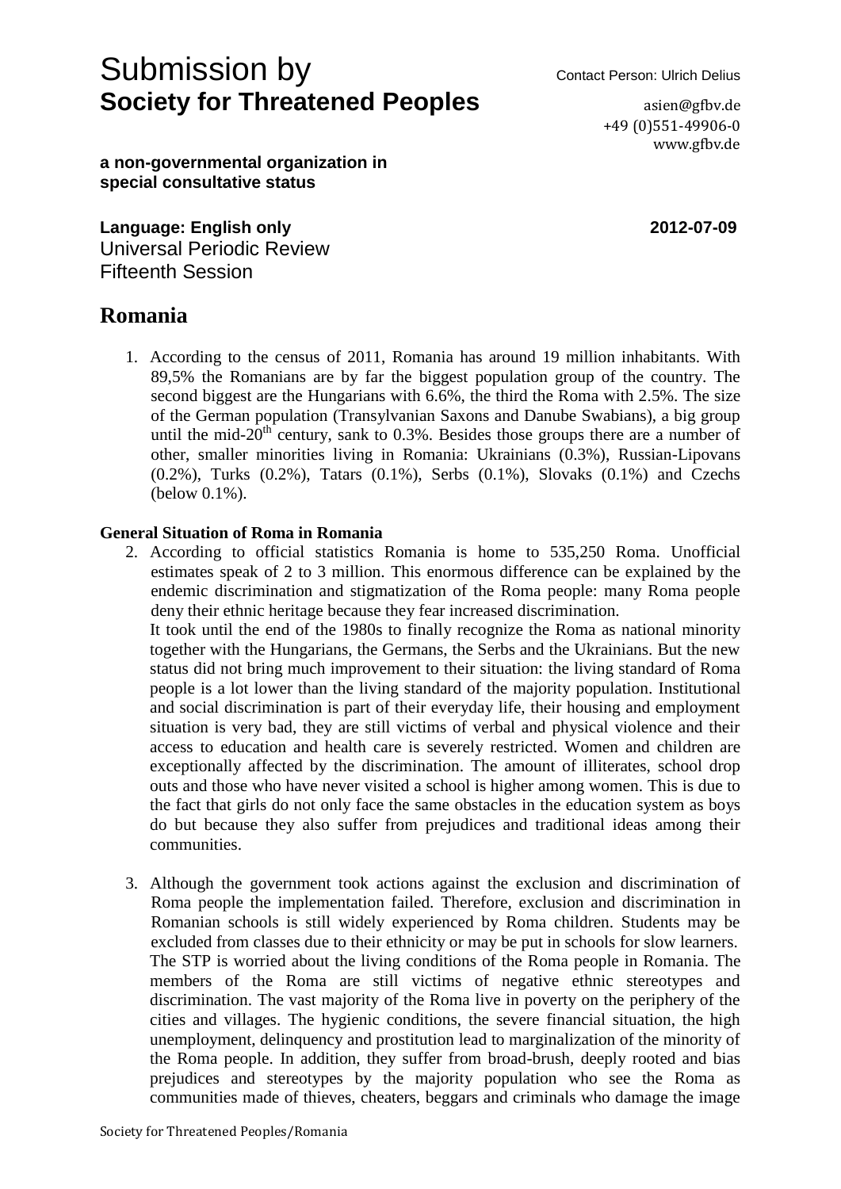# Submission by
# **Society for Threatened Peoples**

Contact Person: Ulrich Delius

asien@gfbv.de
+49 (0)551-49906-0
www.gfbv.de

**a non-governmental organization in special consultative status**

**Language: English only** **2012-07-09**

Universal Periodic Review
Fifteenth Session

## Romania

1. According to the census of 2011, Romania has around 19 million inhabitants. With 89,5% the Romanians are by far the biggest population group of the country. The second biggest are the Hungarians with 6.6%, the third the Roma with 2.5%. The size of the German population (Transylvanian Saxons and Danube Swabians), a big group until the mid-20th century, sank to 0.3%. Besides those groups there are a number of other, smaller minorities living in Romania: Ukrainians (0.3%), Russian-Lipovans (0.2%), Turks (0.2%), Tatars (0.1%), Serbs (0.1%), Slovaks (0.1%) and Czechs (below 0.1%).

### General Situation of Roma in Romania

2. According to official statistics Romania is home to 535,250 Roma. Unofficial estimates speak of 2 to 3 million. This enormous difference can be explained by the endemic discrimination and stigmatization of the Roma people: many Roma people deny their ethnic heritage because they fear increased discrimination.
   It took until the end of the 1980s to finally recognize the Roma as national minority together with the Hungarians, the Germans, the Serbs and the Ukrainians. But the new status did not bring much improvement to their situation: the living standard of Roma people is a lot lower than the living standard of the majority population. Institutional and social discrimination is part of their everyday life, their housing and employment situation is very bad, they are still victims of verbal and physical violence and their access to education and health care is severely restricted. Women and children are exceptionally affected by the discrimination. The amount of illiterates, school drop outs and those who have never visited a school is higher among women. This is due to the fact that girls do not only face the same obstacles in the education system as boys do but because they also suffer from prejudices and traditional ideas among their communities.

3. Although the government took actions against the exclusion and discrimination of Roma people the implementation failed. Therefore, exclusion and discrimination in Romanian schools is still widely experienced by Roma children. Students may be excluded from classes due to their ethnicity or may be put in schools for slow learners.
   The STP is worried about the living conditions of the Roma people in Romania. The members of the Roma are still victims of negative ethnic stereotypes and discrimination. The vast majority of the Roma live in poverty on the periphery of the cities and villages. The hygienic conditions, the severe financial situation, the high unemployment, delinquency and prostitution lead to marginalization of the minority of the Roma people. In addition, they suffer from broad-brush, deeply rooted and bias prejudices and stereotypes by the majority population who see the Roma as communities made of thieves, cheaters, beggars and criminals who damage the image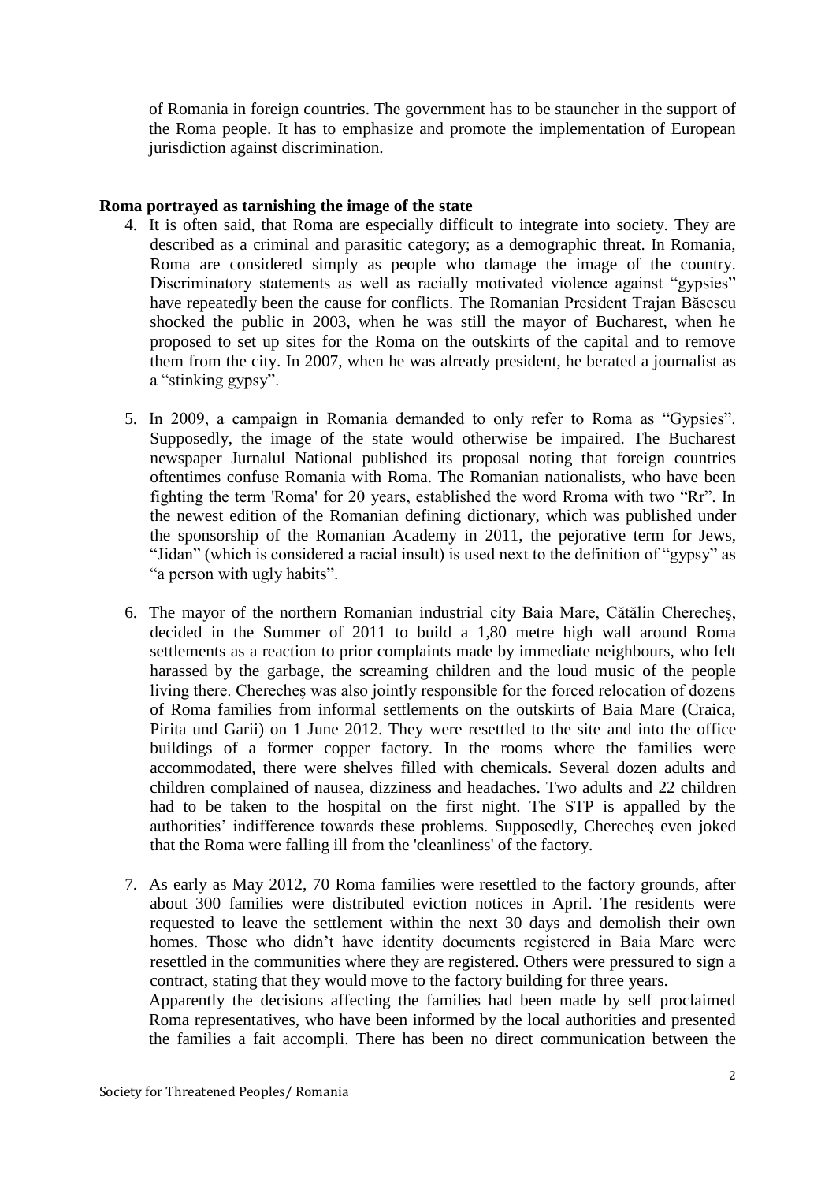of Romania in foreign countries. The government has to be stauncher in the support of the Roma people. It has to emphasize and promote the implementation of European jurisdiction against discrimination.

**Roma portrayed as tarnishing the image of the state**

4. It is often said, that Roma are especially difficult to integrate into society. They are described as a criminal and parasitic category; as a demographic threat. In Romania, Roma are considered simply as people who damage the image of the country. Discriminatory statements as well as racially motivated violence against "gypsies" have repeatedly been the cause for conflicts. The Romanian President Trajan Băsescu shocked the public in 2003, when he was still the mayor of Bucharest, when he proposed to set up sites for the Roma on the outskirts of the capital and to remove them from the city. In 2007, when he was already president, he berated a journalist as a "stinking gypsy".

5. In 2009, a campaign in Romania demanded to only refer to Roma as "Gypsies". Supposedly, the image of the state would otherwise be impaired. The Bucharest newspaper Jurnalul National published its proposal noting that foreign countries oftentimes confuse Romania with Roma. The Romanian nationalists, who have been fighting the term 'Roma' for 20 years, established the word Rroma with two "Rr". In the newest edition of the Romanian defining dictionary, which was published under the sponsorship of the Romanian Academy in 2011, the pejorative term for Jews, "Jidan" (which is considered a racial insult) is used next to the definition of "gypsy" as "a person with ugly habits".

6. The mayor of the northern Romanian industrial city Baia Mare, Cătălin Cherecheş, decided in the Summer of 2011 to build a 1,80 metre high wall around Roma settlements as a reaction to prior complaints made by immediate neighbours, who felt harassed by the garbage, the screaming children and the loud music of the people living there. Cherecheş was also jointly responsible for the forced relocation of dozens of Roma families from informal settlements on the outskirts of Baia Mare (Craica, Pirita und Garii) on 1 June 2012. They were resettled to the site and into the office buildings of a former copper factory. In the rooms where the families were accommodated, there were shelves filled with chemicals. Several dozen adults and children complained of nausea, dizziness and headaches. Two adults and 22 children had to be taken to the hospital on the first night. The STP is appalled by the authorities' indifference towards these problems. Supposedly, Cherecheş even joked that the Roma were falling ill from the 'cleanliness' of the factory.

7. As early as May 2012, 70 Roma families were resettled to the factory grounds, after about 300 families were distributed eviction notices in April. The residents were requested to leave the settlement within the next 30 days and demolish their own homes. Those who didn't have identity documents registered in Baia Mare were resettled in the communities where they are registered. Others were pressured to sign a contract, stating that they would move to the factory building for three years.
   Apparently the decisions affecting the families had been made by self proclaimed Roma representatives, who have been informed by the local authorities and presented the families a fait accompli. There has been no direct communication between the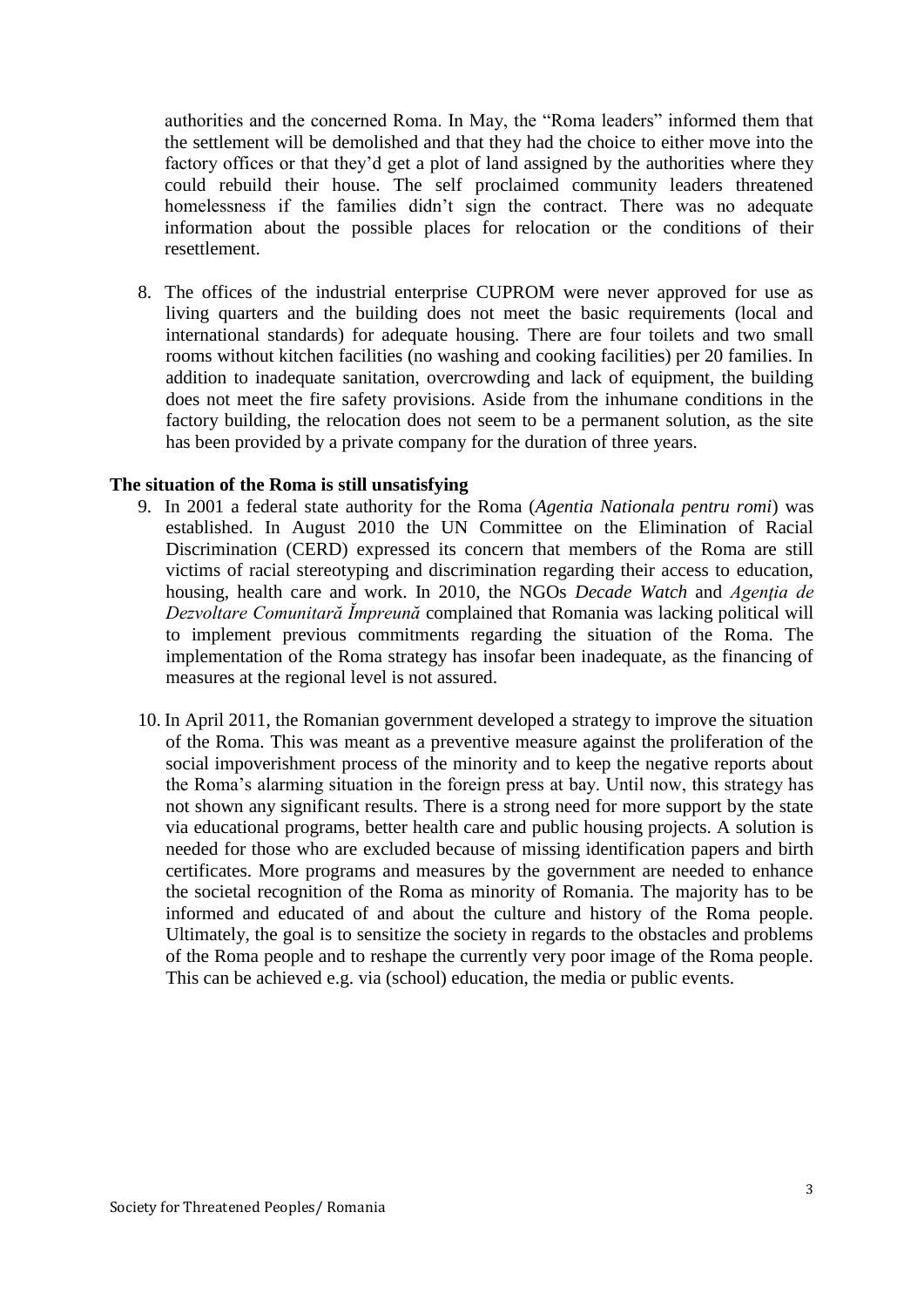authorities and the concerned Roma. In May, the "Roma leaders" informed them that the settlement will be demolished and that they had the choice to either move into the factory offices or that they'd get a plot of land assigned by the authorities where they could rebuild their house. The self proclaimed community leaders threatened homelessness if the families didn't sign the contract. There was no adequate information about the possible places for relocation or the conditions of their resettlement.

8. The offices of the industrial enterprise CUPROM were never approved for use as living quarters and the building does not meet the basic requirements (local and international standards) for adequate housing. There are four toilets and two small rooms without kitchen facilities (no washing and cooking facilities) per 20 families. In addition to inadequate sanitation, overcrowding and lack of equipment, the building does not meet the fire safety provisions. Aside from the inhumane conditions in the factory building, the relocation does not seem to be a permanent solution, as the site has been provided by a private company for the duration of three years.

**The situation of the Roma is still unsatisfying**

9. In 2001 a federal state authority for the Roma (*Agentia Nationala pentru romi*) was established. In August 2010 the UN Committee on the Elimination of Racial Discrimination (CERD) expressed its concern that members of the Roma are still victims of racial stereotyping and discrimination regarding their access to education, housing, health care and work. In 2010, the NGOs *Decade Watch* and *Agenţia de Dezvoltare Comunitară Împreună* complained that Romania was lacking political will to implement previous commitments regarding the situation of the Roma. The implementation of the Roma strategy has insofar been inadequate, as the financing of measures at the regional level is not assured.

10. In April 2011, the Romanian government developed a strategy to improve the situation of the Roma. This was meant as a preventive measure against the proliferation of the social impoverishment process of the minority and to keep the negative reports about the Roma's alarming situation in the foreign press at bay. Until now, this strategy has not shown any significant results. There is a strong need for more support by the state via educational programs, better health care and public housing projects. A solution is needed for those who are excluded because of missing identification papers and birth certificates. More programs and measures by the government are needed to enhance the societal recognition of the Roma as minority of Romania. The majority has to be informed and educated of and about the culture and history of the Roma people. Ultimately, the goal is to sensitize the society in regards to the obstacles and problems of the Roma people and to reshape the currently very poor image of the Roma people. This can be achieved e.g. via (school) education, the media or public events.